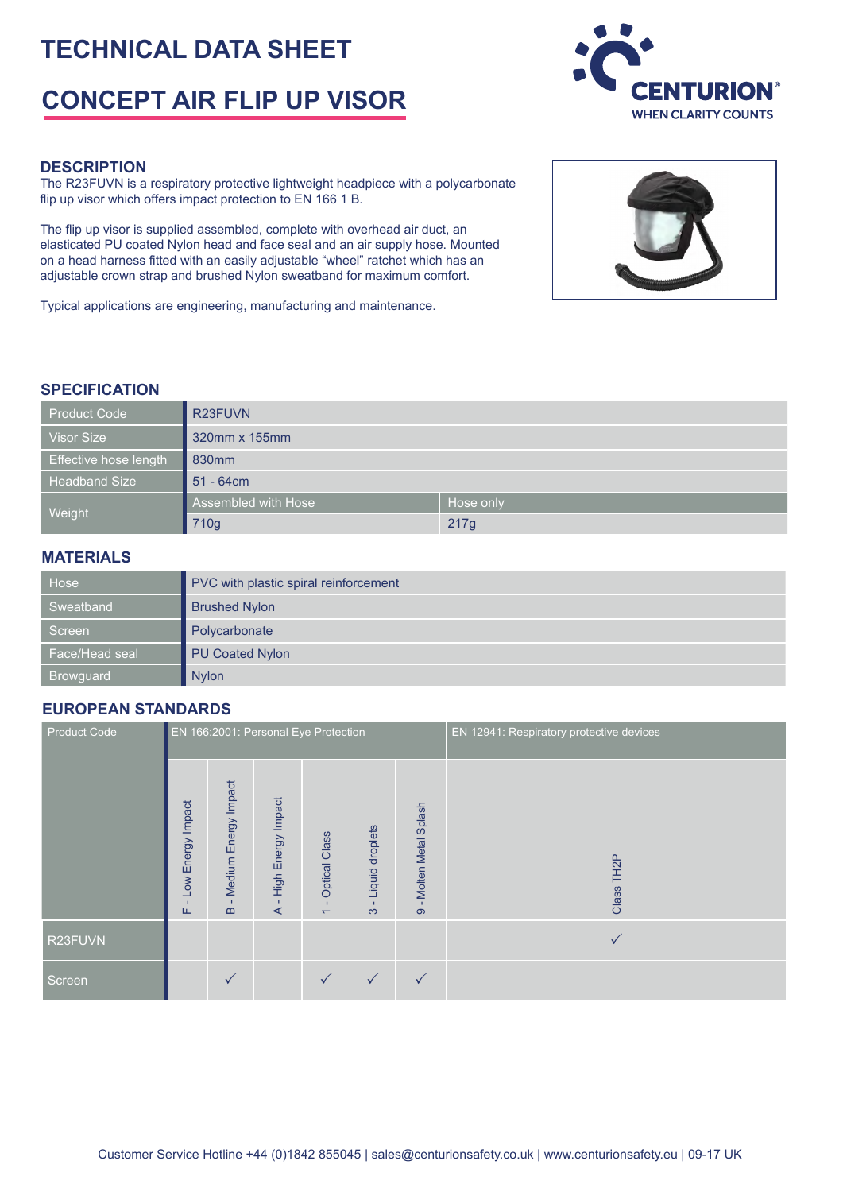# TECHNICAL DATA SHEET

# CONCEPT AIR FLIP UP VISOR

CENTURION®
WHEN CLARITY COUNTS

## DESCRIPTION

The R23FUVN is a respiratory protective lightweight headpiece with a polycarbonate flip up visor which offers impact protection to EN 166 1 B.

The flip up visor is supplied assembled, complete with overhead air duct, an elasticated PU coated Nylon head and face seal and an air supply hose. Mounted on a head harness fitted with an easily adjustable "wheel" ratchet which has an adjustable crown strap and brushed Nylon sweatband for maximum comfort.

Typical applications are engineering, manufacturing and maintenance.

## SPECIFICATION

| | | |
|---|---|---|
| Product Code | R23FUVN | |
| Visor Size | 320mm x 155mm | |
| Effective hose length | 830mm | |
| Headband Size | 51 - 64cm | |
| Weight | Assembled with Hose | Hose only |
| | 710g | 217g |

## MATERIALS

| | |
|---|---|
| Hose | PVC with plastic spiral reinforcement |
| Sweatband | Brushed Nylon |
| Screen | Polycarbonate |
| Face/Head seal | PU Coated Nylon |
| Browguard | Nylon |

## EUROPEAN STANDARDS

| Product Code | EN 166:2001: Personal Eye Protection | | | | | | EN 12941: Respiratory protective devices |
|---|---|---|---|---|---|---|---|
| | F - Low Energy Impact | B - Medium Energy Impact | A - High Energy Impact | 1 - Optical Class | 3 - Liquid droplets | 9 - Molten Metal Splash | Class TH2P |
| R23FUVN | | | | | | | ✓ |
| Screen | | ✓ | | ✓ | ✓ | ✓ | |

Customer Service Hotline +44 (0)1842 855045 | sales@centurionsafety.co.uk | www.centurionsafety.eu | 09-17 UK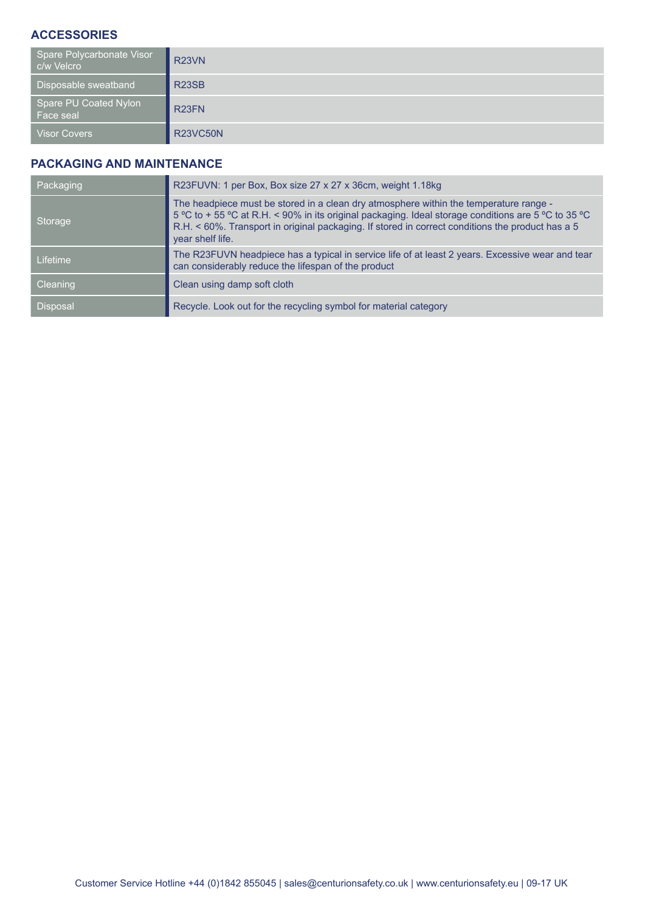## ACCESSORIES

| | |
|---|---|
| Spare Polycarbonate Visor c/w Velcro | R23VN |
| Disposable sweatband | R23SB |
| Spare PU Coated Nylon Face seal | R23FN |
| Visor Covers | R23VC50N |

## PACKAGING AND MAINTENANCE

| | |
|---|---|
| Packaging | R23FUVN: 1 per Box, Box size 27 x 27 x 36cm, weight 1.18kg |
| Storage | The headpiece must be stored in a clean dry atmosphere within the temperature range - 5 ºC to + 55 ºC at R.H. < 90% in its original packaging. Ideal storage conditions are 5 ºC to 35 ºC R.H. < 60%. Transport in original packaging. If stored in correct conditions the product has a 5 year shelf life. |
| Lifetime | The R23FUVN headpiece has a typical in service life of at least 2 years. Excessive wear and tear can considerably reduce the lifespan of the product |
| Cleaning | Clean using damp soft cloth |
| Disposal | Recycle. Look out for the recycling symbol for material category |

Customer Service Hotline +44 (0)1842 855045 | sales@centurionsafety.co.uk | www.centurionsafety.eu | 09-17 UK